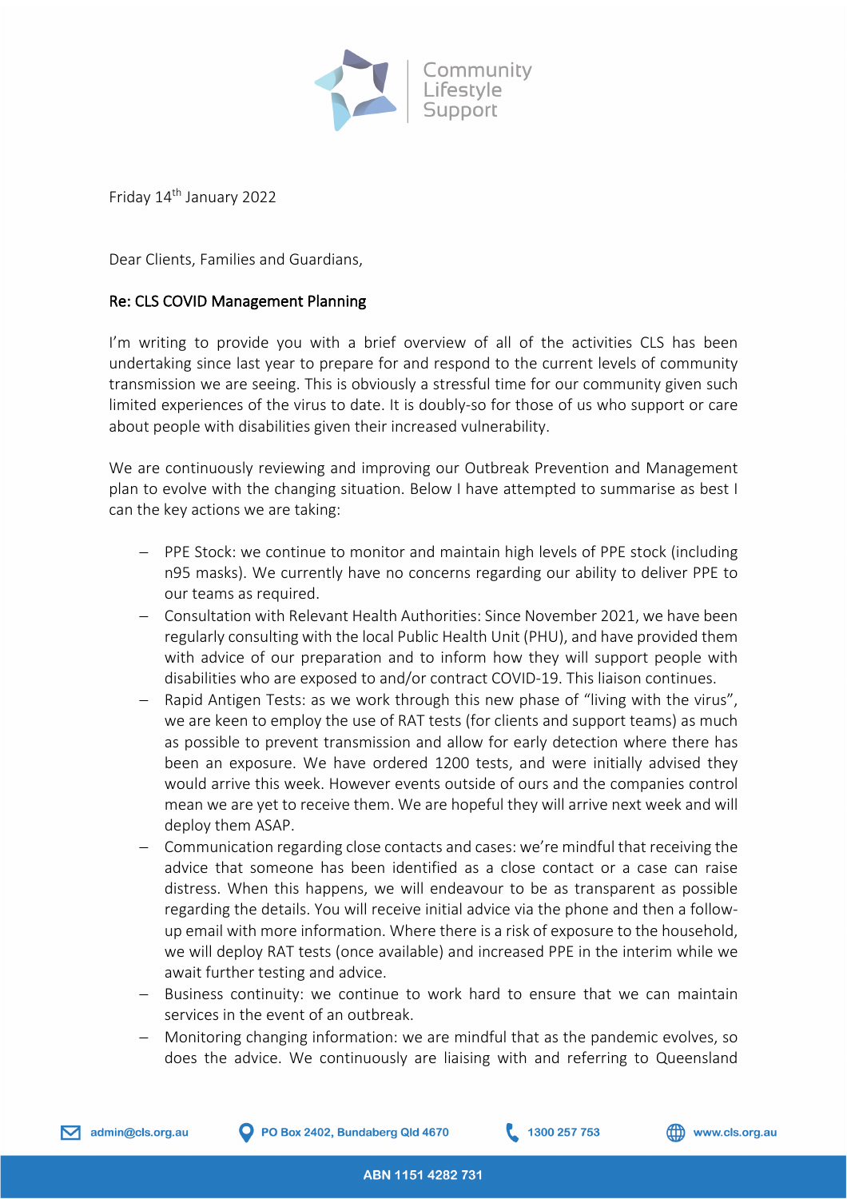Community Lifestyle Support

Friday 14th January 2022

Dear Clients, Families and Guardians,

**Re: CLS COVID Management Planning**

I'm writing to provide you with a brief overview of all of the activities CLS has been undertaking since last year to prepare for and respond to the current levels of community transmission we are seeing. This is obviously a stressful time for our community given such limited experiences of the virus to date. It is doubly-so for those of us who support or care about people with disabilities given their increased vulnerability.

We are continuously reviewing and improving our Outbreak Prevention and Management plan to evolve with the changing situation. Below I have attempted to summarise as best I can the key actions we are taking:

- PPE Stock: we continue to monitor and maintain high levels of PPE stock (including n95 masks). We currently have no concerns regarding our ability to deliver PPE to our teams as required.
- Consultation with Relevant Health Authorities: Since November 2021, we have been regularly consulting with the local Public Health Unit (PHU), and have provided them with advice of our preparation and to inform how they will support people with disabilities who are exposed to and/or contract COVID-19. This liaison continues.
- Rapid Antigen Tests: as we work through this new phase of "living with the virus", we are keen to employ the use of RAT tests (for clients and support teams) as much as possible to prevent transmission and allow for early detection where there has been an exposure. We have ordered 1200 tests, and were initially advised they would arrive this week. However events outside of ours and the companies control mean we are yet to receive them. We are hopeful they will arrive next week and will deploy them ASAP.
- Communication regarding close contacts and cases: we're mindful that receiving the advice that someone has been identified as a close contact or a case can raise distress. When this happens, we will endeavour to be as transparent as possible regarding the details. You will receive initial advice via the phone and then a follow-up email with more information. Where there is a risk of exposure to the household, we will deploy RAT tests (once available) and increased PPE in the interim while we await further testing and advice.
- Business continuity: we continue to work hard to ensure that we can maintain services in the event of an outbreak.
- Monitoring changing information: we are mindful that as the pandemic evolves, so does the advice. We continuously are liaising with and referring to Queensland

admin@cls.org.au | PO Box 2402, Bundaberg Qld 4670 | 1300 257 753 | www.cls.org.au

ABN 1151 4282 731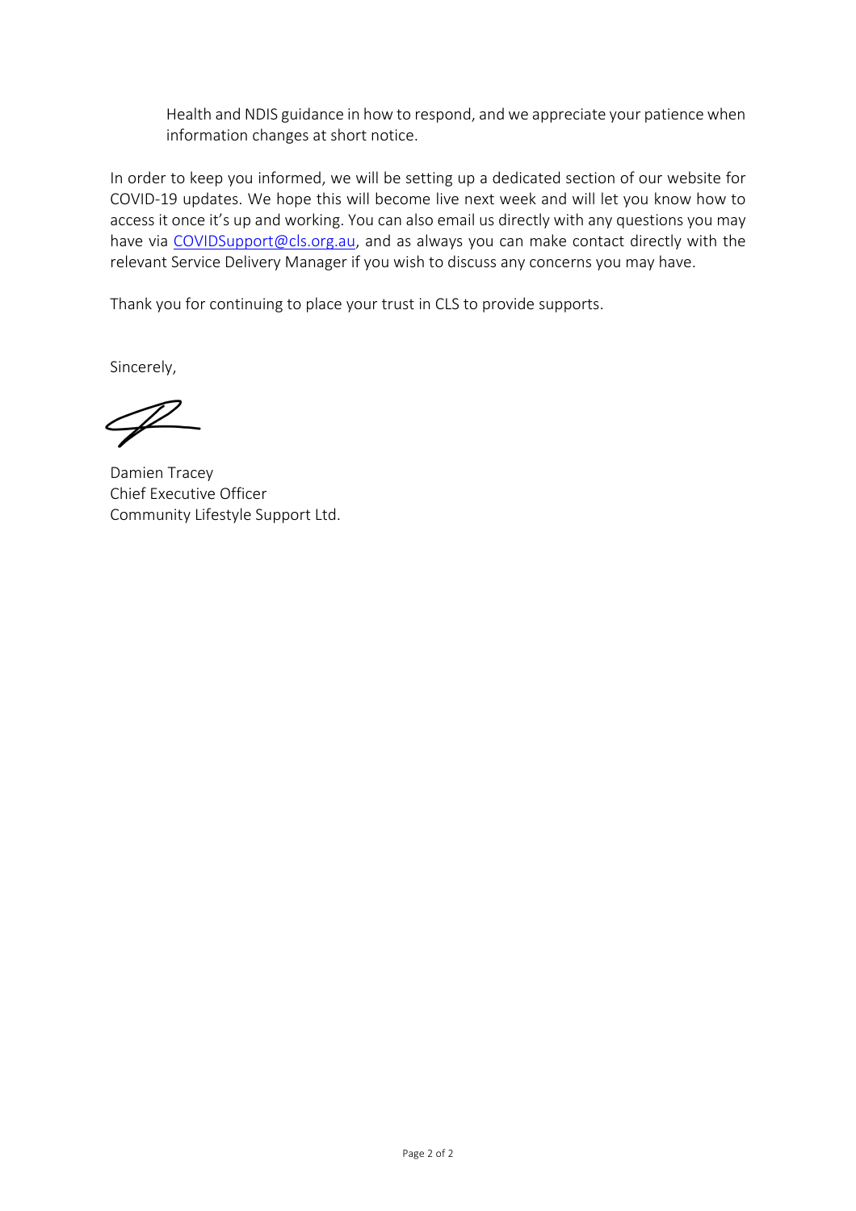Health and NDIS guidance in how to respond, and we appreciate your patience when information changes at short notice.

In order to keep you informed, we will be setting up a dedicated section of our website for COVID-19 updates. We hope this will become live next week and will let you know how to access it once it's up and working. You can also email us directly with any questions you may have via COVIDSupport@cls.org.au, and as always you can make contact directly with the relevant Service Delivery Manager if you wish to discuss any concerns you may have.

Thank you for continuing to place your trust in CLS to provide supports.

Sincerely,

Damien Tracey
Chief Executive Officer
Community Lifestyle Support Ltd.